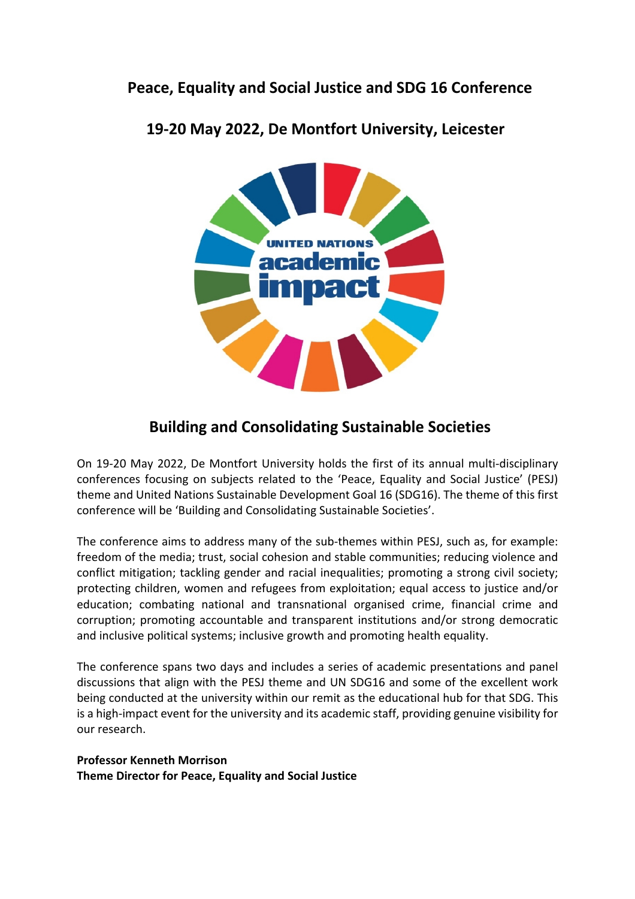# Peace, Equality and Social Justice and SDG 16 Conference

## 19-20 May 2022, De Montfort University, Leicester

## Building and Consolidating Sustainable Societies

On 19-20 May 2022, De Montfort University holds the first of its annual multi-disciplinary conferences focusing on subjects related to the 'Peace, Equality and Social Justice' (PESJ) theme and United Nations Sustainable Development Goal 16 (SDG16). The theme of this first conference will be 'Building and Consolidating Sustainable Societies'.

The conference aims to address many of the sub-themes within PESJ, such as, for example: freedom of the media; trust, social cohesion and stable communities; reducing violence and conflict mitigation; tackling gender and racial inequalities; promoting a strong civil society; protecting children, women and refugees from exploitation; equal access to justice and/or education; combating national and transnational organised crime, financial crime and corruption; promoting accountable and transparent institutions and/or strong democratic and inclusive political systems; inclusive growth and promoting health equality.

The conference spans two days and includes a series of academic presentations and panel discussions that align with the PESJ theme and UN SDG16 and some of the excellent work being conducted at the university within our remit as the educational hub for that SDG. This is a high-impact event for the university and its academic staff, providing genuine visibility for our research.

**Professor Kenneth Morrison**
**Theme Director for Peace, Equality and Social Justice**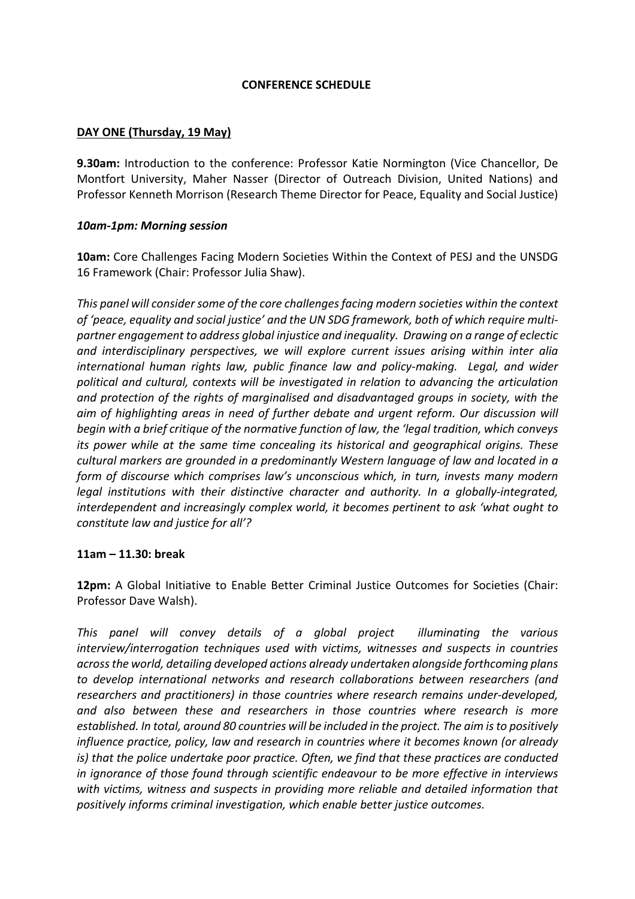**CONFERENCE SCHEDULE**

**DAY ONE (Thursday, 19 May)**

**9.30am:** Introduction to the conference: Professor Katie Normington (Vice Chancellor, De Montfort University, Maher Nasser (Director of Outreach Division, United Nations) and Professor Kenneth Morrison (Research Theme Director for Peace, Equality and Social Justice)

***10am-1pm: Morning session***

**10am:** Core Challenges Facing Modern Societies Within the Context of PESJ and the UNSDG 16 Framework (Chair: Professor Julia Shaw).

*This panel will consider some of the core challenges facing modern societies within the context of 'peace, equality and social justice' and the UN SDG framework, both of which require multi-partner engagement to address global injustice and inequality. Drawing on a range of eclectic and interdisciplinary perspectives, we will explore current issues arising within inter alia international human rights law, public finance law and policy-making. Legal, and wider political and cultural, contexts will be investigated in relation to advancing the articulation and protection of the rights of marginalised and disadvantaged groups in society, with the aim of highlighting areas in need of further debate and urgent reform. Our discussion will begin with a brief critique of the normative function of law, the 'legal tradition, which conveys its power while at the same time concealing its historical and geographical origins. These cultural markers are grounded in a predominantly Western language of law and located in a form of discourse which comprises law's unconscious which, in turn, invests many modern legal institutions with their distinctive character and authority. In a globally-integrated, interdependent and increasingly complex world, it becomes pertinent to ask 'what ought to constitute law and justice for all'?*

**11am – 11.30: break**

**12pm:** A Global Initiative to Enable Better Criminal Justice Outcomes for Societies (Chair: Professor Dave Walsh).

*This panel will convey details of a global project illuminating the various interview/interrogation techniques used with victims, witnesses and suspects in countries across the world, detailing developed actions already undertaken alongside forthcoming plans to develop international networks and research collaborations between researchers (and researchers and practitioners) in those countries where research remains under-developed, and also between these and researchers in those countries where research is more established. In total, around 80 countries will be included in the project. The aim is to positively influence practice, policy, law and research in countries where it becomes known (or already is) that the police undertake poor practice. Often, we find that these practices are conducted in ignorance of those found through scientific endeavour to be more effective in interviews with victims, witness and suspects in providing more reliable and detailed information that positively informs criminal investigation, which enable better justice outcomes.*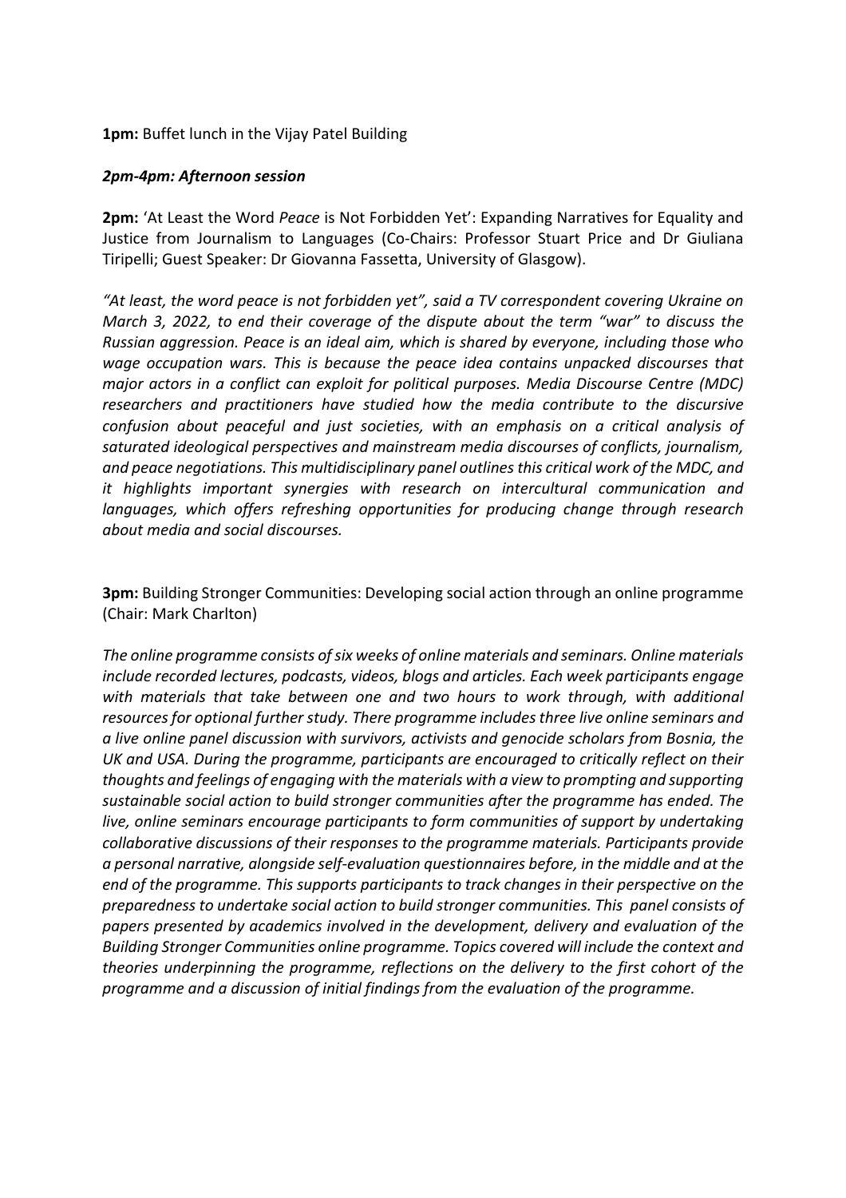**1pm:** Buffet lunch in the Vijay Patel Building

***2pm-4pm: Afternoon session***

**2pm:** 'At Least the Word *Peace* is Not Forbidden Yet': Expanding Narratives for Equality and Justice from Journalism to Languages (Co-Chairs: Professor Stuart Price and Dr Giuliana Tiripelli; Guest Speaker: Dr Giovanna Fassetta, University of Glasgow).

*"At least, the word peace is not forbidden yet", said a TV correspondent covering Ukraine on March 3, 2022, to end their coverage of the dispute about the term "war" to discuss the Russian aggression. Peace is an ideal aim, which is shared by everyone, including those who wage occupation wars. This is because the peace idea contains unpacked discourses that major actors in a conflict can exploit for political purposes. Media Discourse Centre (MDC) researchers and practitioners have studied how the media contribute to the discursive confusion about peaceful and just societies, with an emphasis on a critical analysis of saturated ideological perspectives and mainstream media discourses of conflicts, journalism, and peace negotiations. This multidisciplinary panel outlines this critical work of the MDC, and it highlights important synergies with research on intercultural communication and languages, which offers refreshing opportunities for producing change through research about media and social discourses.*

**3pm:** Building Stronger Communities: Developing social action through an online programme (Chair: Mark Charlton)

*The online programme consists of six weeks of online materials and seminars. Online materials include recorded lectures, podcasts, videos, blogs and articles. Each week participants engage with materials that take between one and two hours to work through, with additional resources for optional further study. There programme includes three live online seminars and a live online panel discussion with survivors, activists and genocide scholars from Bosnia, the UK and USA. During the programme, participants are encouraged to critically reflect on their thoughts and feelings of engaging with the materials with a view to prompting and supporting sustainable social action to build stronger communities after the programme has ended. The live, online seminars encourage participants to form communities of support by undertaking collaborative discussions of their responses to the programme materials. Participants provide a personal narrative, alongside self-evaluation questionnaires before, in the middle and at the end of the programme. This supports participants to track changes in their perspective on the preparedness to undertake social action to build stronger communities. This panel consists of papers presented by academics involved in the development, delivery and evaluation of the Building Stronger Communities online programme. Topics covered will include the context and theories underpinning the programme, reflections on the delivery to the first cohort of the programme and a discussion of initial findings from the evaluation of the programme.*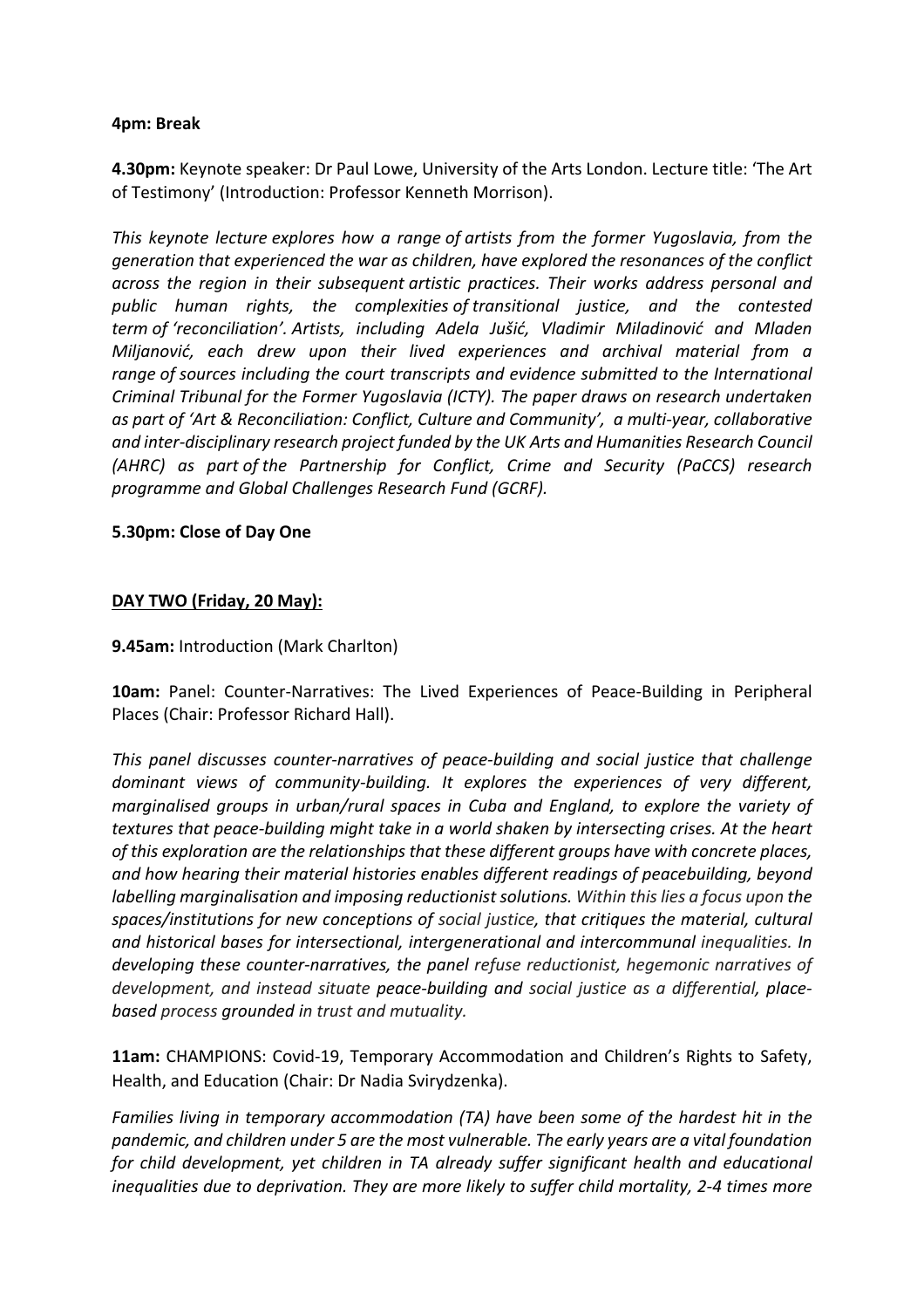**4pm: Break**

**4.30pm:** Keynote speaker: Dr Paul Lowe, University of the Arts London. Lecture title: 'The Art of Testimony' (Introduction: Professor Kenneth Morrison).

*This keynote lecture explores how a range of artists from the former Yugoslavia, from the generation that experienced the war as children, have explored the resonances of the conflict across the region in their subsequent artistic practices. Their works address personal and public human rights, the complexities of transitional justice, and the contested term of 'reconciliation'. Artists, including Adela Jušić, Vladimir Miladinović and Mladen Miljanović, each drew upon their lived experiences and archival material from a range of sources including the court transcripts and evidence submitted to the International Criminal Tribunal for the Former Yugoslavia (ICTY). The paper draws on research undertaken as part of 'Art & Reconciliation: Conflict, Culture and Community', a multi-year, collaborative and inter-disciplinary research project funded by the UK Arts and Humanities Research Council (AHRC) as part of the Partnership for Conflict, Crime and Security (PaCCS) research programme and Global Challenges Research Fund (GCRF).*

**5.30pm: Close of Day One**

**DAY TWO (Friday, 20 May):**

**9.45am:** Introduction (Mark Charlton)

**10am:** Panel: Counter-Narratives: The Lived Experiences of Peace-Building in Peripheral Places (Chair: Professor Richard Hall).

*This panel discusses counter-narratives of peace-building and social justice that challenge dominant views of community-building. It explores the experiences of very different, marginalised groups in urban/rural spaces in Cuba and England, to explore the variety of textures that peace-building might take in a world shaken by intersecting crises. At the heart of this exploration are the relationships that these different groups have with concrete places, and how hearing their material histories enables different readings of peacebuilding, beyond labelling marginalisation and imposing reductionist solutions. Within this lies a focus upon the spaces/institutions for new conceptions of social justice, that critiques the material, cultural and historical bases for intersectional, intergenerational and intercommunal inequalities. In developing these counter-narratives, the panel refuse reductionist, hegemonic narratives of development, and instead situate peace-building and social justice as a differential, place-based process grounded in trust and mutuality.*

**11am:** CHAMPIONS: Covid-19, Temporary Accommodation and Children's Rights to Safety, Health, and Education (Chair: Dr Nadia Svirydzenka).

*Families living in temporary accommodation (TA) have been some of the hardest hit in the pandemic, and children under 5 are the most vulnerable. The early years are a vital foundation for child development, yet children in TA already suffer significant health and educational inequalities due to deprivation. They are more likely to suffer child mortality, 2-4 times more*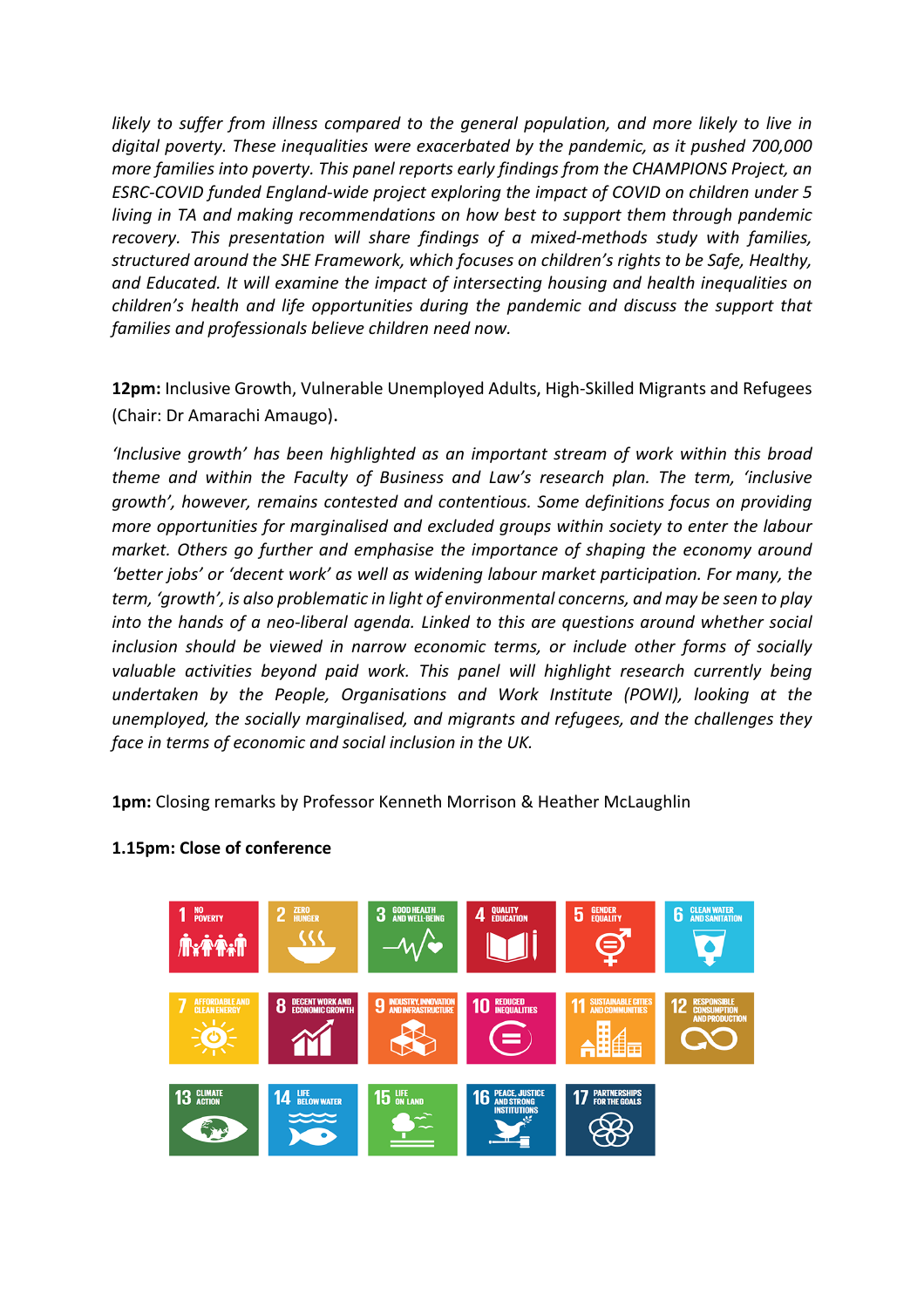*likely to suffer from illness compared to the general population, and more likely to live in digital poverty. These inequalities were exacerbated by the pandemic, as it pushed 700,000 more families into poverty. This panel reports early findings from the CHAMPIONS Project, an ESRC-COVID funded England-wide project exploring the impact of COVID on children under 5 living in TA and making recommendations on how best to support them through pandemic recovery. This presentation will share findings of a mixed-methods study with families, structured around the SHE Framework, which focuses on children's rights to be Safe, Healthy, and Educated. It will examine the impact of intersecting housing and health inequalities on children's health and life opportunities during the pandemic and discuss the support that families and professionals believe children need now.*

**12pm:** Inclusive Growth, Vulnerable Unemployed Adults, High-Skilled Migrants and Refugees (Chair: Dr Amarachi Amaugo).

*'Inclusive growth' has been highlighted as an important stream of work within this broad theme and within the Faculty of Business and Law's research plan. The term, 'inclusive growth', however, remains contested and contentious. Some definitions focus on providing more opportunities for marginalised and excluded groups within society to enter the labour market. Others go further and emphasise the importance of shaping the economy around 'better jobs' or 'decent work' as well as widening labour market participation. For many, the term, 'growth', is also problematic in light of environmental concerns, and may be seen to play into the hands of a neo-liberal agenda. Linked to this are questions around whether social inclusion should be viewed in narrow economic terms, or include other forms of socially valuable activities beyond paid work. This panel will highlight research currently being undertaken by the People, Organisations and Work Institute (POWI), looking at the unemployed, the socially marginalised, and migrants and refugees, and the challenges they face in terms of economic and social inclusion in the UK.*

**1pm:** Closing remarks by Professor Kenneth Morrison & Heather McLaughlin

**1.15pm: Close of conference**

1 NO POVERTY
2 ZERO HUNGER
3 GOOD HEALTH AND WELL-BEING
4 QUALITY EDUCATION
5 GENDER EQUALITY
6 CLEAN WATER AND SANITATION
7 AFFORDABLE AND CLEAN ENERGY
8 DECENT WORK AND ECONOMIC GROWTH
9 INDUSTRY, INNOVATION AND INFRASTRUCTURE
10 REDUCED INEQUALITIES
11 SUSTAINABLE CITIES AND COMMUNITIES
12 RESPONSIBLE CONSUMPTION AND PRODUCTION
13 CLIMATE ACTION
14 LIFE BELOW WATER
15 LIFE ON LAND
16 PEACE, JUSTICE AND STRONG INSTITUTIONS
17 PARTNERSHIPS FOR THE GOALS